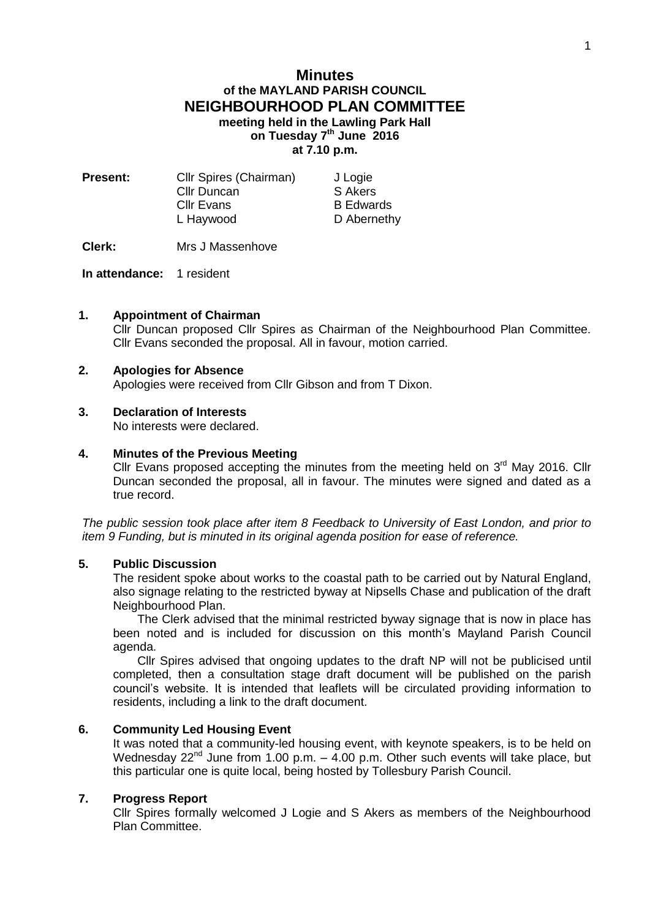# Minutes
## of the MAYLAND PARISH COUNCIL
## NEIGHBOURHOOD PLAN COMMITTEE
### meeting held in the Lawling Park Hall
### on Tuesday 7th June 2016
### at 7.10 p.m.

| **Present:** | Cllr Spires (Chairman) | J Logie |
|---|---|---|
| | Cllr Duncan | S Akers |
| | Cllr Evans | B Edwards |
| | L Haywood | D Abernethy |

**Clerk:** Mrs J Massenhove

**In attendance:** 1 resident

**1. Appointment of Chairman**

Cllr Duncan proposed Cllr Spires as Chairman of the Neighbourhood Plan Committee. Cllr Evans seconded the proposal. All in favour, motion carried.

**2. Apologies for Absence**

Apologies were received from Cllr Gibson and from T Dixon.

**3. Declaration of Interests**

No interests were declared.

**4. Minutes of the Previous Meeting**

Cllr Evans proposed accepting the minutes from the meeting held on 3rd May 2016. Cllr Duncan seconded the proposal, all in favour. The minutes were signed and dated as a true record.

*The public session took place after item 8 Feedback to University of East London, and prior to item 9 Funding, but is minuted in its original agenda position for ease of reference.*

**5. Public Discussion**

The resident spoke about works to the coastal path to be carried out by Natural England, also signage relating to the restricted byway at Nipsells Chase and publication of the draft Neighbourhood Plan.

The Clerk advised that the minimal restricted byway signage that is now in place has been noted and is included for discussion on this month's Mayland Parish Council agenda.

Cllr Spires advised that ongoing updates to the draft NP will not be publicised until completed, then a consultation stage draft document will be published on the parish council's website. It is intended that leaflets will be circulated providing information to residents, including a link to the draft document.

**6. Community Led Housing Event**

It was noted that a community-led housing event, with keynote speakers, is to be held on Wednesday 22nd June from 1.00 p.m. – 4.00 p.m. Other such events will take place, but this particular one is quite local, being hosted by Tollesbury Parish Council.

**7. Progress Report**

Cllr Spires formally welcomed J Logie and S Akers as members of the Neighbourhood Plan Committee.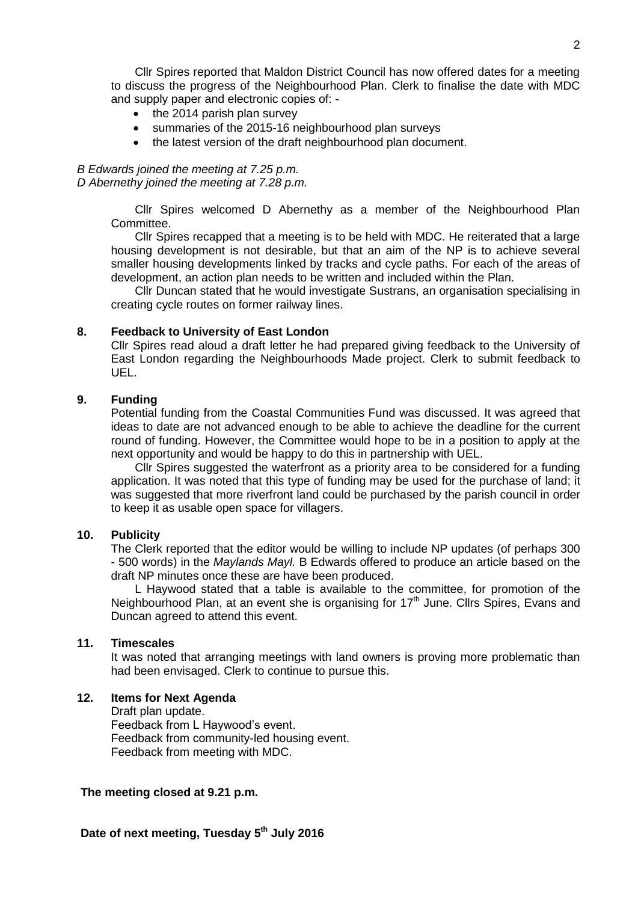Cllr Spires reported that Maldon District Council has now offered dates for a meeting to discuss the progress of the Neighbourhood Plan. Clerk to finalise the date with MDC and supply paper and electronic copies of: -

- the 2014 parish plan survey
- summaries of the 2015-16 neighbourhood plan surveys
- the latest version of the draft neighbourhood plan document.

*B Edwards joined the meeting at 7.25 p.m.*
*D Abernethy joined the meeting at 7.28 p.m.*

Cllr Spires welcomed D Abernethy as a member of the Neighbourhood Plan Committee.

Cllr Spires recapped that a meeting is to be held with MDC. He reiterated that a large housing development is not desirable, but that an aim of the NP is to achieve several smaller housing developments linked by tracks and cycle paths. For each of the areas of development, an action plan needs to be written and included within the Plan.

Cllr Duncan stated that he would investigate Sustrans, an organisation specialising in creating cycle routes on former railway lines.

## 8. Feedback to University of East London

Cllr Spires read aloud a draft letter he had prepared giving feedback to the University of East London regarding the Neighbourhoods Made project. Clerk to submit feedback to UEL.

## 9. Funding

Potential funding from the Coastal Communities Fund was discussed. It was agreed that ideas to date are not advanced enough to be able to achieve the deadline for the current round of funding. However, the Committee would hope to be in a position to apply at the next opportunity and would be happy to do this in partnership with UEL.

Cllr Spires suggested the waterfront as a priority area to be considered for a funding application. It was noted that this type of funding may be used for the purchase of land; it was suggested that more riverfront land could be purchased by the parish council in order to keep it as usable open space for villagers.

## 10. Publicity

The Clerk reported that the editor would be willing to include NP updates (of perhaps 300 - 500 words) in the *Maylands Mayl.* B Edwards offered to produce an article based on the draft NP minutes once these are have been produced.

L Haywood stated that a table is available to the committee, for promotion of the Neighbourhood Plan, at an event she is organising for 17th June. Cllrs Spires, Evans and Duncan agreed to attend this event.

## 11. Timescales

It was noted that arranging meetings with land owners is proving more problematic than had been envisaged. Clerk to continue to pursue this.

## 12. Items for Next Agenda

Draft plan update.
Feedback from L Haywood's event.
Feedback from community-led housing event.
Feedback from meeting with MDC.

**The meeting closed at 9.21 p.m.**

**Date of next meeting, Tuesday 5th July 2016**